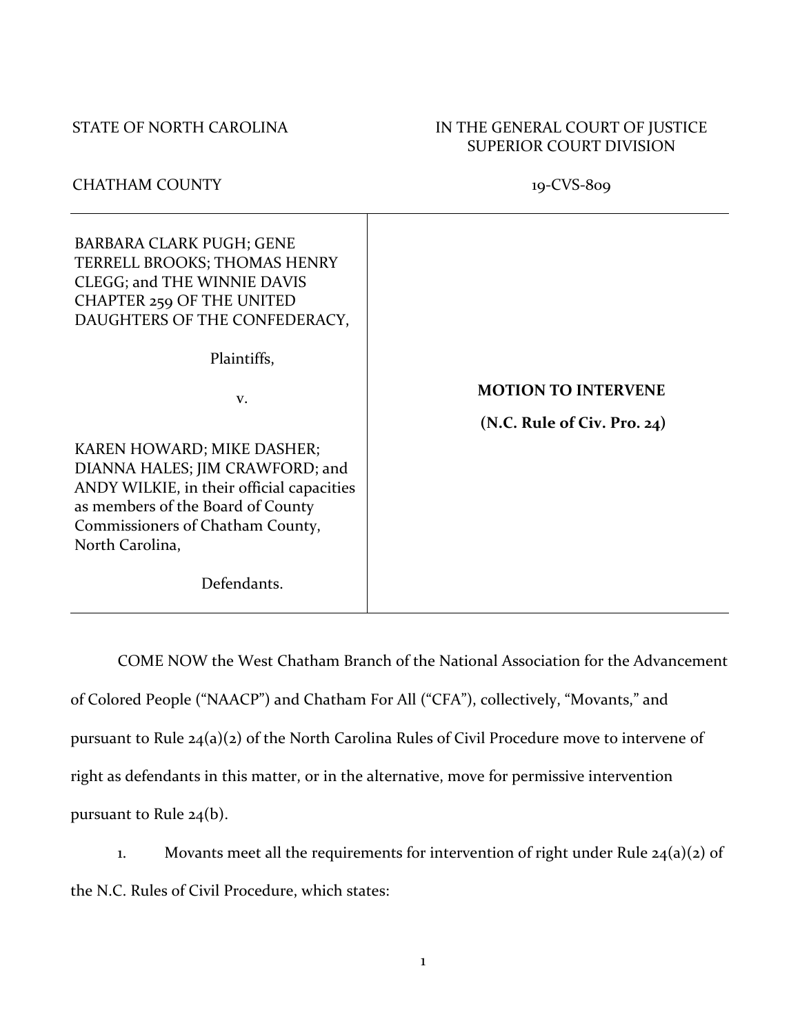STATE OF NORTH CAROLINA

IN THE GENERAL COURT OF JUSTICE
SUPERIOR COURT DIVISION

CHATHAM COUNTY

19-CVS-809

| | |
|---|---|
| BARBARA CLARK PUGH; GENE TERRELL BROOKS; THOMAS HENRY CLEGG; and THE WINNIE DAVIS CHAPTER 259 OF THE UNITED DAUGHTERS OF THE CONFEDERACY,<br><br>Plaintiffs,<br><br>v.<br><br>KAREN HOWARD; MIKE DASHER; DIANNA HALES; JIM CRAWFORD; and ANDY WILKIE, in their official capacities as members of the Board of County Commissioners of Chatham County, North Carolina,<br><br>Defendants. | **MOTION TO INTERVENE**<br><br>**(N.C. Rule of Civ. Pro. 24)** |

COME NOW the West Chatham Branch of the National Association for the Advancement of Colored People ("NAACP") and Chatham For All ("CFA"), collectively, "Movants," and pursuant to Rule 24(a)(2) of the North Carolina Rules of Civil Procedure move to intervene of right as defendants in this matter, or in the alternative, move for permissive intervention pursuant to Rule 24(b).

1. Movants meet all the requirements for intervention of right under Rule 24(a)(2) of the N.C. Rules of Civil Procedure, which states: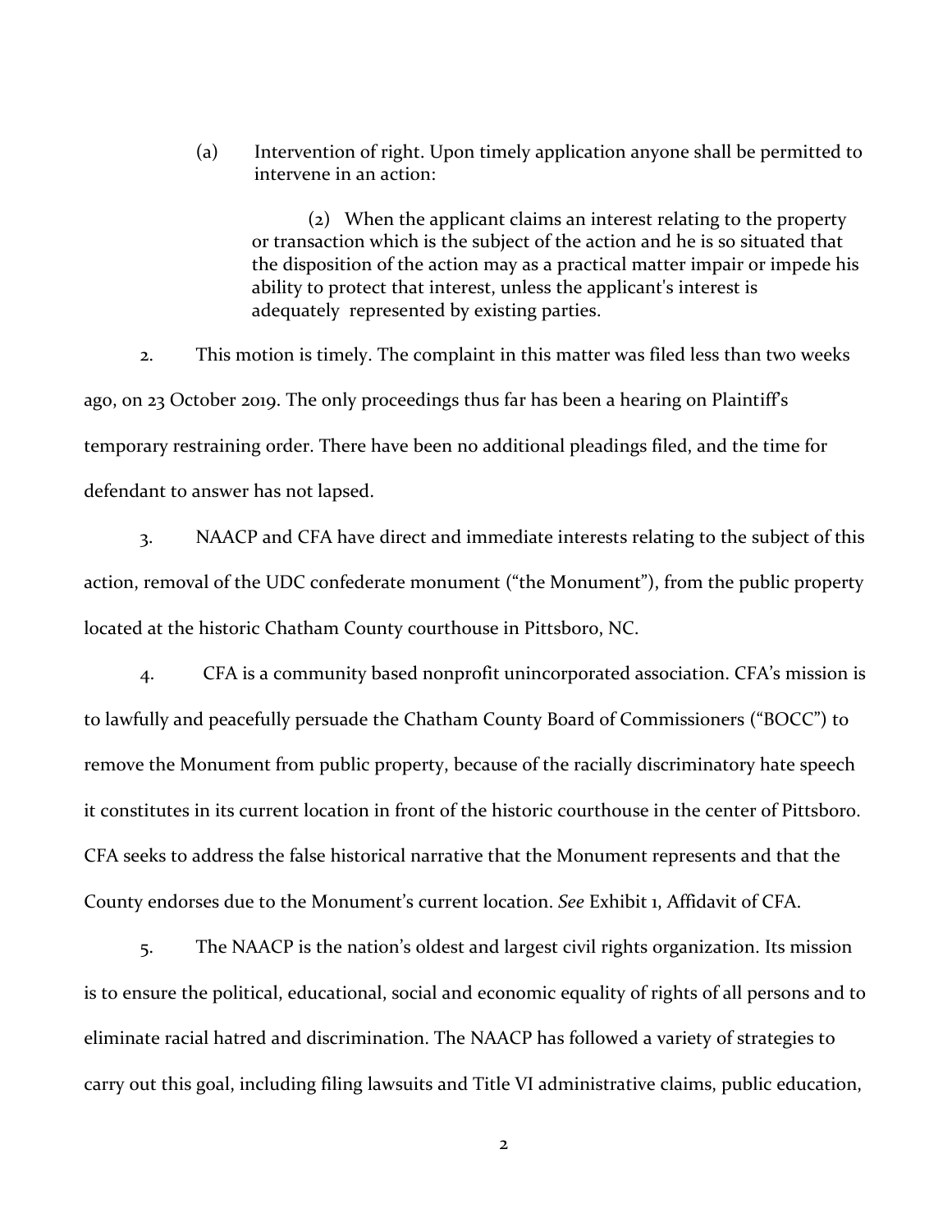> (a) Intervention of right. Upon timely application anyone shall be permitted to intervene in an action:
>
> > (2) When the applicant claims an interest relating to the property or transaction which is the subject of the action and he is so situated that the disposition of the action may as a practical matter impair or impede his ability to protect that interest, unless the applicant's interest is adequately represented by existing parties.

2. This motion is timely. The complaint in this matter was filed less than two weeks ago, on 23 October 2019. The only proceedings thus far has been a hearing on Plaintiff's temporary restraining order. There have been no additional pleadings filed, and the time for defendant to answer has not lapsed.

3. NAACP and CFA have direct and immediate interests relating to the subject of this action, removal of the UDC confederate monument ("the Monument"), from the public property located at the historic Chatham County courthouse in Pittsboro, NC.

4. CFA is a community based nonprofit unincorporated association. CFA's mission is to lawfully and peacefully persuade the Chatham County Board of Commissioners ("BOCC") to remove the Monument from public property, because of the racially discriminatory hate speech it constitutes in its current location in front of the historic courthouse in the center of Pittsboro. CFA seeks to address the false historical narrative that the Monument represents and that the County endorses due to the Monument's current location. *See* Exhibit 1, Affidavit of CFA.

5. The NAACP is the nation's oldest and largest civil rights organization. Its mission is to ensure the political, educational, social and economic equality of rights of all persons and to eliminate racial hatred and discrimination. The NAACP has followed a variety of strategies to carry out this goal, including filing lawsuits and Title VI administrative claims, public education,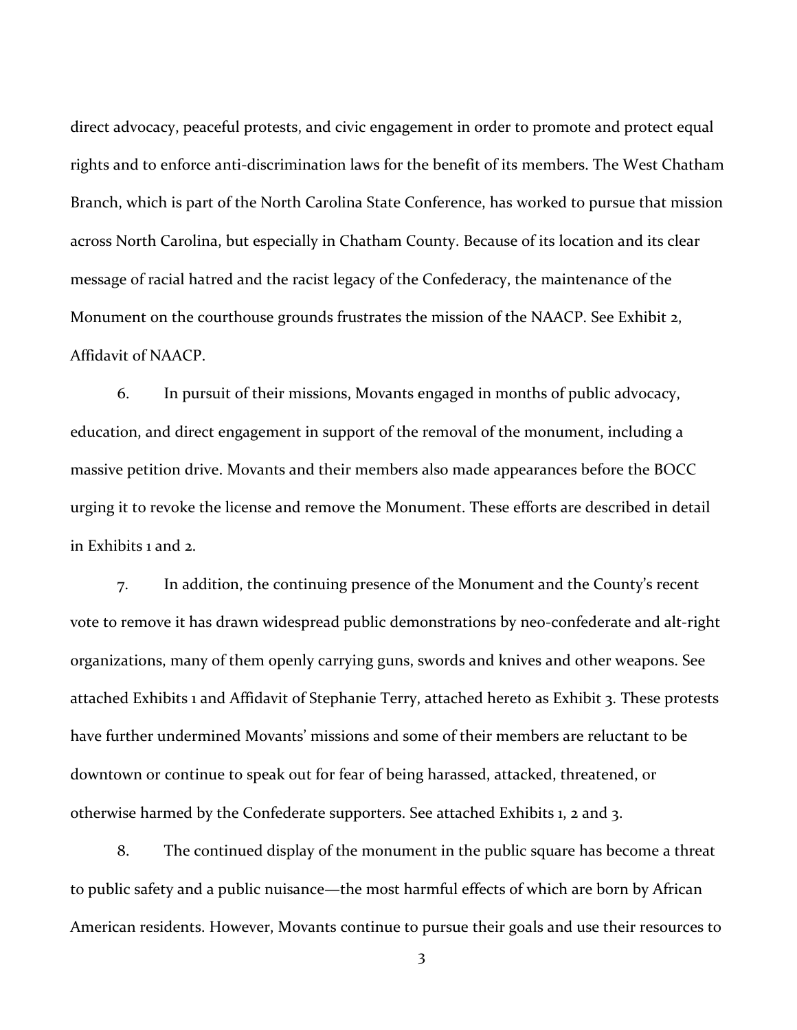direct advocacy, peaceful protests, and civic engagement in order to promote and protect equal rights and to enforce anti-discrimination laws for the benefit of its members. The West Chatham Branch, which is part of the North Carolina State Conference, has worked to pursue that mission across North Carolina, but especially in Chatham County. Because of its location and its clear message of racial hatred and the racist legacy of the Confederacy, the maintenance of the Monument on the courthouse grounds frustrates the mission of the NAACP. See Exhibit 2, Affidavit of NAACP.

6. In pursuit of their missions, Movants engaged in months of public advocacy, education, and direct engagement in support of the removal of the monument, including a massive petition drive. Movants and their members also made appearances before the BOCC urging it to revoke the license and remove the Monument. These efforts are described in detail in Exhibits 1 and 2.

7. In addition, the continuing presence of the Monument and the County's recent vote to remove it has drawn widespread public demonstrations by neo-confederate and alt-right organizations, many of them openly carrying guns, swords and knives and other weapons. See attached Exhibits 1 and Affidavit of Stephanie Terry, attached hereto as Exhibit 3. These protests have further undermined Movants' missions and some of their members are reluctant to be downtown or continue to speak out for fear of being harassed, attacked, threatened, or otherwise harmed by the Confederate supporters. See attached Exhibits 1, 2 and 3.

8. The continued display of the monument in the public square has become a threat to public safety and a public nuisance—the most harmful effects of which are born by African American residents. However, Movants continue to pursue their goals and use their resources to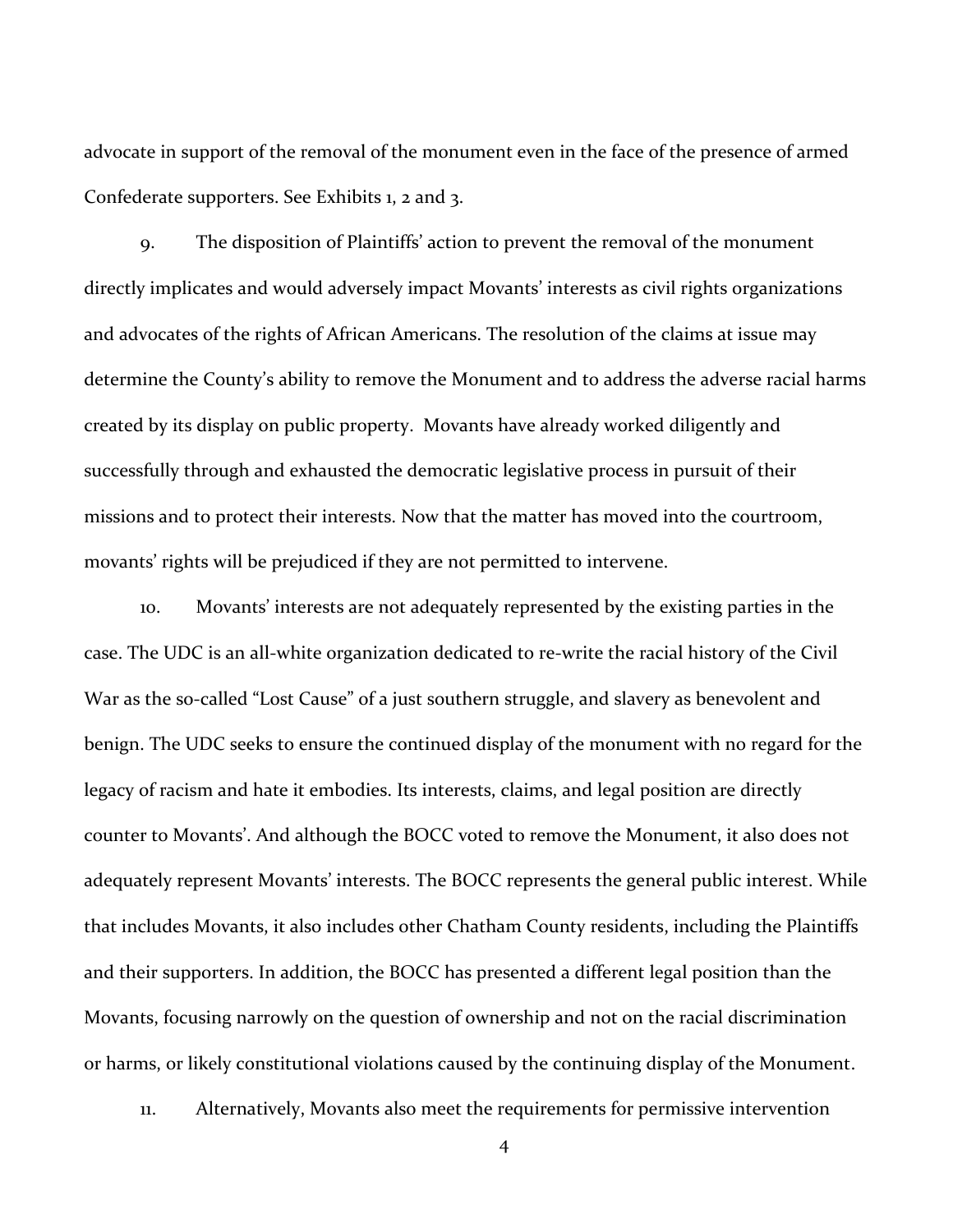advocate in support of the removal of the monument even in the face of the presence of armed Confederate supporters. See Exhibits 1, 2 and 3.

9. The disposition of Plaintiffs' action to prevent the removal of the monument directly implicates and would adversely impact Movants' interests as civil rights organizations and advocates of the rights of African Americans. The resolution of the claims at issue may determine the County's ability to remove the Monument and to address the adverse racial harms created by its display on public property. Movants have already worked diligently and successfully through and exhausted the democratic legislative process in pursuit of their missions and to protect their interests. Now that the matter has moved into the courtroom, movants' rights will be prejudiced if they are not permitted to intervene.

10. Movants' interests are not adequately represented by the existing parties in the case. The UDC is an all-white organization dedicated to re-write the racial history of the Civil War as the so-called "Lost Cause" of a just southern struggle, and slavery as benevolent and benign. The UDC seeks to ensure the continued display of the monument with no regard for the legacy of racism and hate it embodies. Its interests, claims, and legal position are directly counter to Movants'. And although the BOCC voted to remove the Monument, it also does not adequately represent Movants' interests. The BOCC represents the general public interest. While that includes Movants, it also includes other Chatham County residents, including the Plaintiffs and their supporters. In addition, the BOCC has presented a different legal position than the Movants, focusing narrowly on the question of ownership and not on the racial discrimination or harms, or likely constitutional violations caused by the continuing display of the Monument.

11. Alternatively, Movants also meet the requirements for permissive intervention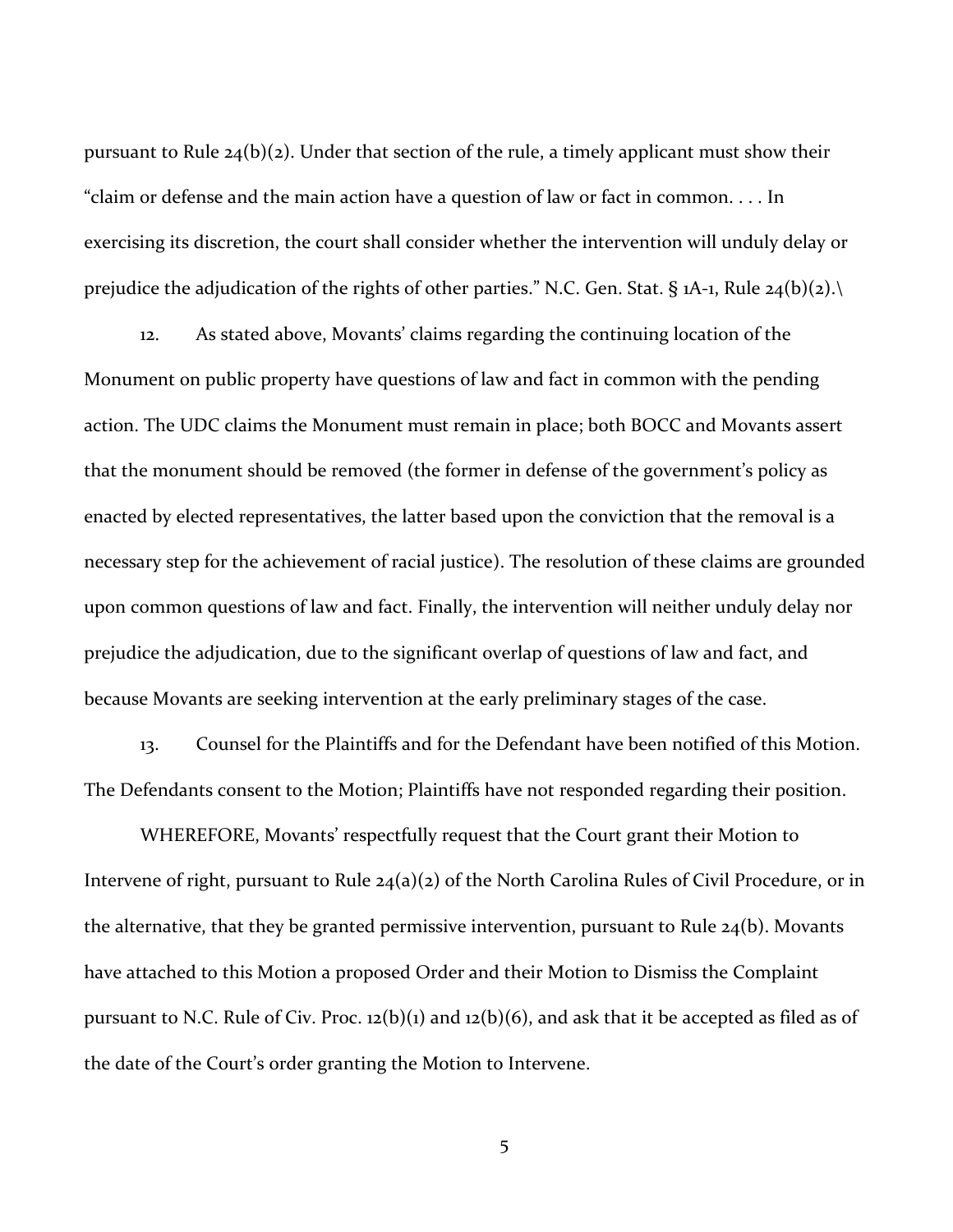pursuant to Rule 24(b)(2). Under that section of the rule, a timely applicant must show their "claim or defense and the main action have a question of law or fact in common. . . . In exercising its discretion, the court shall consider whether the intervention will unduly delay or prejudice the adjudication of the rights of other parties." N.C. Gen. Stat. § 1A-1, Rule 24(b)(2).\

12. As stated above, Movants' claims regarding the continuing location of the Monument on public property have questions of law and fact in common with the pending action. The UDC claims the Monument must remain in place; both BOCC and Movants assert that the monument should be removed (the former in defense of the government's policy as enacted by elected representatives, the latter based upon the conviction that the removal is a necessary step for the achievement of racial justice). The resolution of these claims are grounded upon common questions of law and fact. Finally, the intervention will neither unduly delay nor prejudice the adjudication, due to the significant overlap of questions of law and fact, and because Movants are seeking intervention at the early preliminary stages of the case.

13. Counsel for the Plaintiffs and for the Defendant have been notified of this Motion. The Defendants consent to the Motion; Plaintiffs have not responded regarding their position.

WHEREFORE, Movants' respectfully request that the Court grant their Motion to Intervene of right, pursuant to Rule 24(a)(2) of the North Carolina Rules of Civil Procedure, or in the alternative, that they be granted permissive intervention, pursuant to Rule 24(b). Movants have attached to this Motion a proposed Order and their Motion to Dismiss the Complaint pursuant to N.C. Rule of Civ. Proc. 12(b)(1) and 12(b)(6), and ask that it be accepted as filed as of the date of the Court's order granting the Motion to Intervene.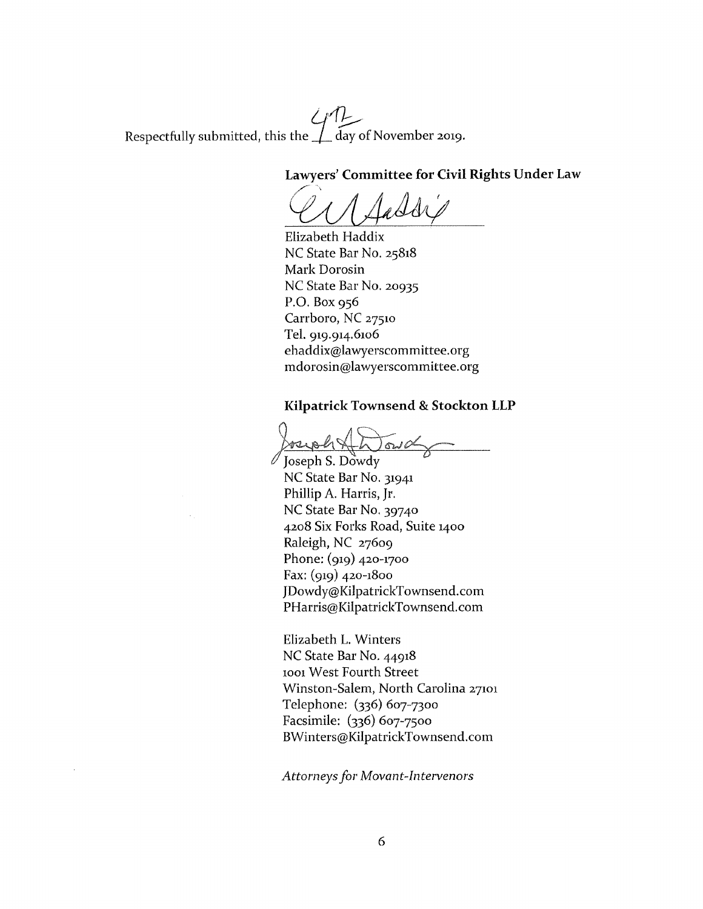Respectfully submitted, this the 4th day of November 2019.

**Lawyers' Committee for Civil Rights Under Law**

Elizabeth Haddix
NC State Bar No. 25818
Mark Dorosin
NC State Bar No. 20935
P.O. Box 956
Carrboro, NC 27510
Tel. 919.914.6106
ehaddix@lawyerscommittee.org
mdorosin@lawyerscommittee.org

**Kilpatrick Townsend & Stockton LLP**

Joseph S. Dowdy
NC State Bar No. 31941
Phillip A. Harris, Jr.
NC State Bar No. 39740
4208 Six Forks Road, Suite 1400
Raleigh, NC 27609
Phone: (919) 420-1700
Fax: (919) 420-1800
JDowdy@KilpatrickTownsend.com
PHarris@KilpatrickTownsend.com

Elizabeth L. Winters
NC State Bar No. 44918
1001 West Fourth Street
Winston-Salem, North Carolina 27101
Telephone: (336) 607-7300
Facsimile: (336) 607-7500
BWinters@KilpatrickTownsend.com

*Attorneys for Movant-Intervenors*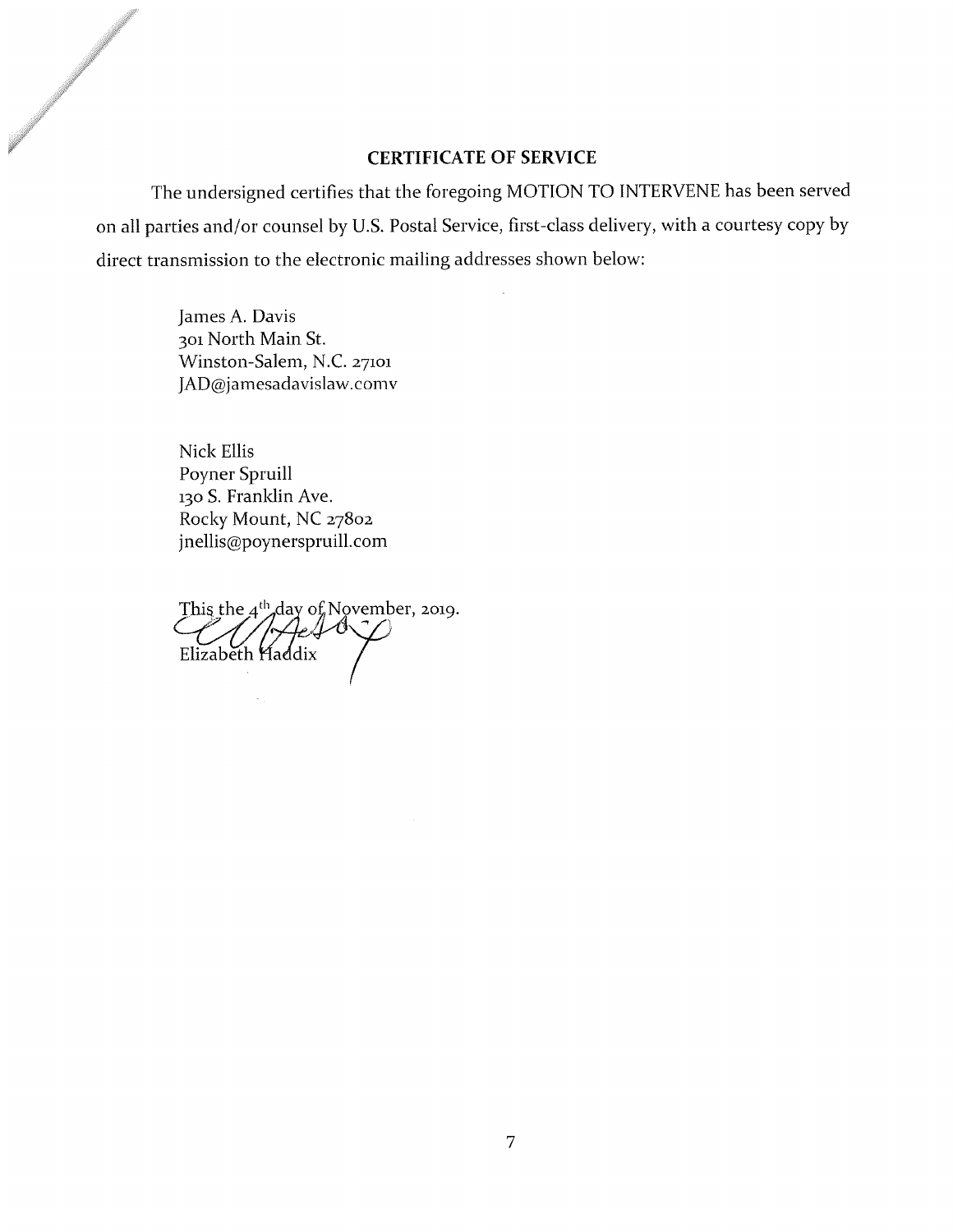## CERTIFICATE OF SERVICE

The undersigned certifies that the foregoing MOTION TO INTERVENE has been served on all parties and/or counsel by U.S. Postal Service, first-class delivery, with a courtesy copy by direct transmission to the electronic mailing addresses shown below:

James A. Davis
301 North Main St.
Winston-Salem, N.C. 27101
JAD@jamesadavislaw.comv

Nick Ellis
Poyner Spruill
130 S. Franklin Ave.
Rocky Mount, NC 27802
jnellis@poynerspruill.com

This the 4th day of November, 2019.

Elizabeth Haddix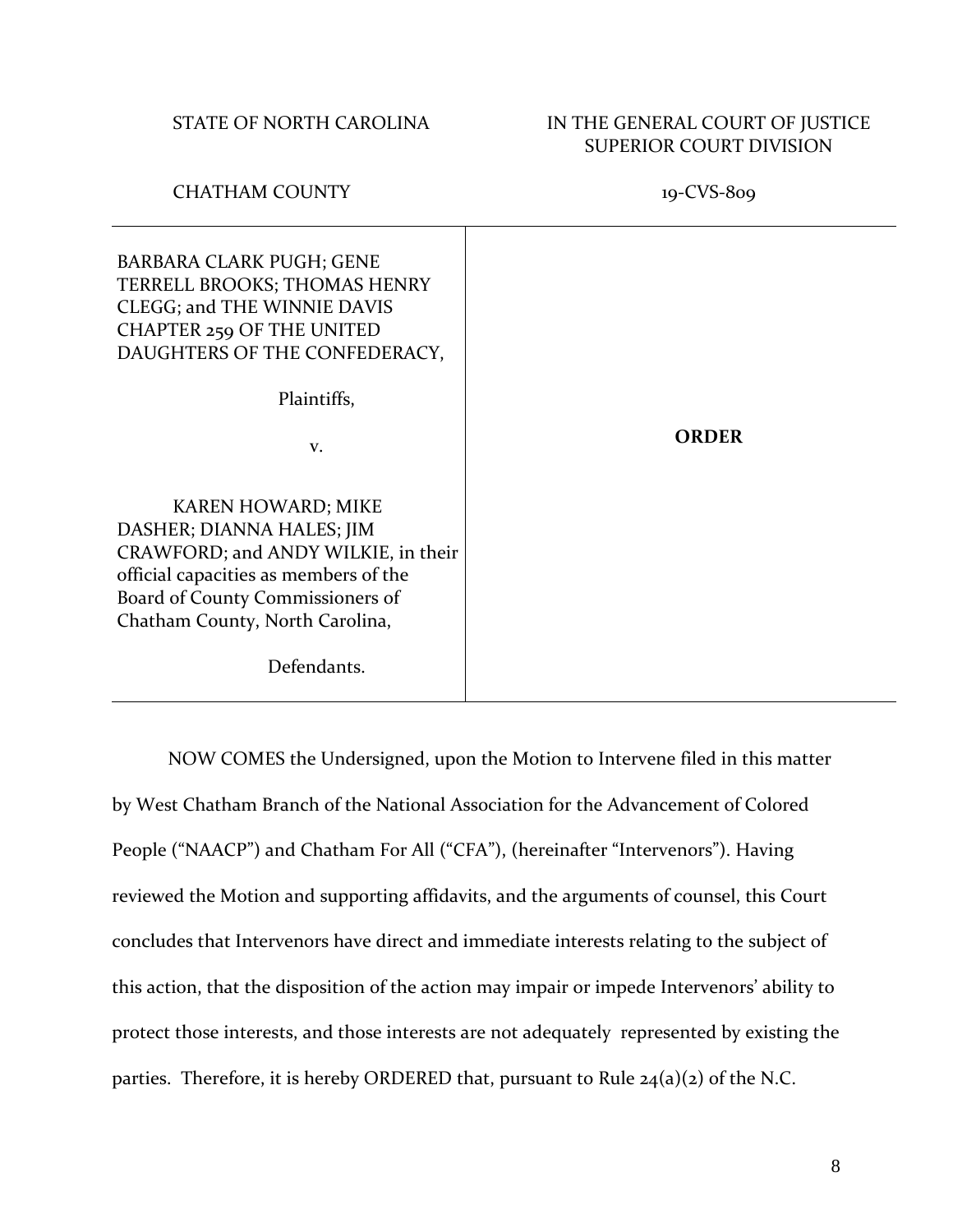STATE OF NORTH CAROLINA

IN THE GENERAL COURT OF JUSTICE
SUPERIOR COURT DIVISION

CHATHAM COUNTY

19-CVS-809

| | |
|---|---|
| BARBARA CLARK PUGH; GENE TERRELL BROOKS; THOMAS HENRY CLEGG; and THE WINNIE DAVIS CHAPTER 259 OF THE UNITED DAUGHTERS OF THE CONFEDERACY,<br><br>Plaintiffs,<br><br>v.<br><br>KAREN HOWARD; MIKE DASHER; DIANNA HALES; JIM CRAWFORD; and ANDY WILKIE, in their official capacities as members of the Board of County Commissioners of Chatham County, North Carolina,<br><br>Defendants. | **ORDER** |

NOW COMES the Undersigned, upon the Motion to Intervene filed in this matter by West Chatham Branch of the National Association for the Advancement of Colored People ("NAACP") and Chatham For All ("CFA"), (hereinafter "Intervenors"). Having reviewed the Motion and supporting affidavits, and the arguments of counsel, this Court concludes that Intervenors have direct and immediate interests relating to the subject of this action, that the disposition of the action may impair or impede Intervenors' ability to protect those interests, and those interests are not adequately represented by existing the parties. Therefore, it is hereby ORDERED that, pursuant to Rule 24(a)(2) of the N.C.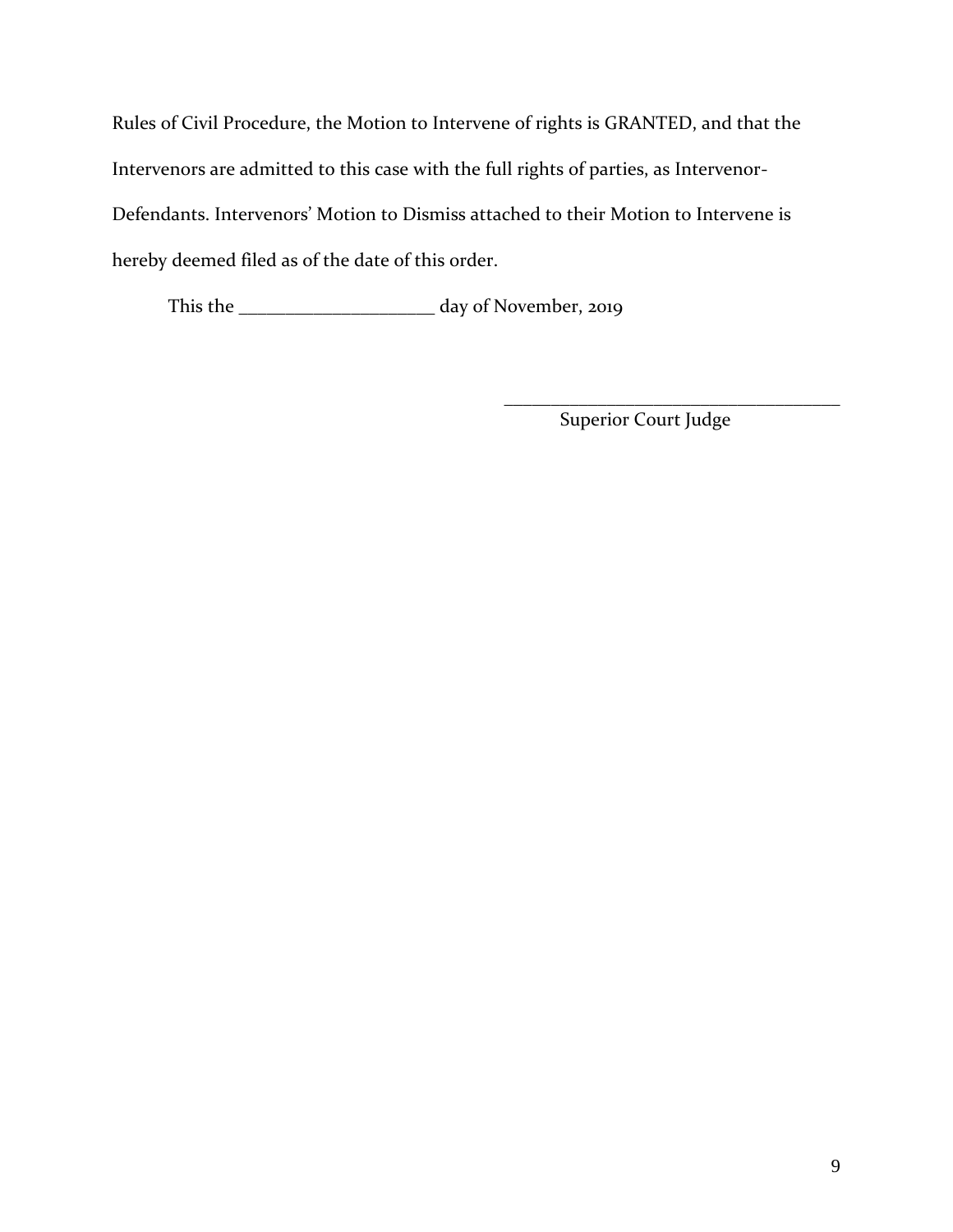Rules of Civil Procedure, the Motion to Intervene of rights is GRANTED, and that the Intervenors are admitted to this case with the full rights of parties, as Intervenor-Defendants. Intervenors' Motion to Dismiss attached to their Motion to Intervene is hereby deemed filed as of the date of this order.

This the _____________________ day of November, 2019

_____________________________________
Superior Court Judge